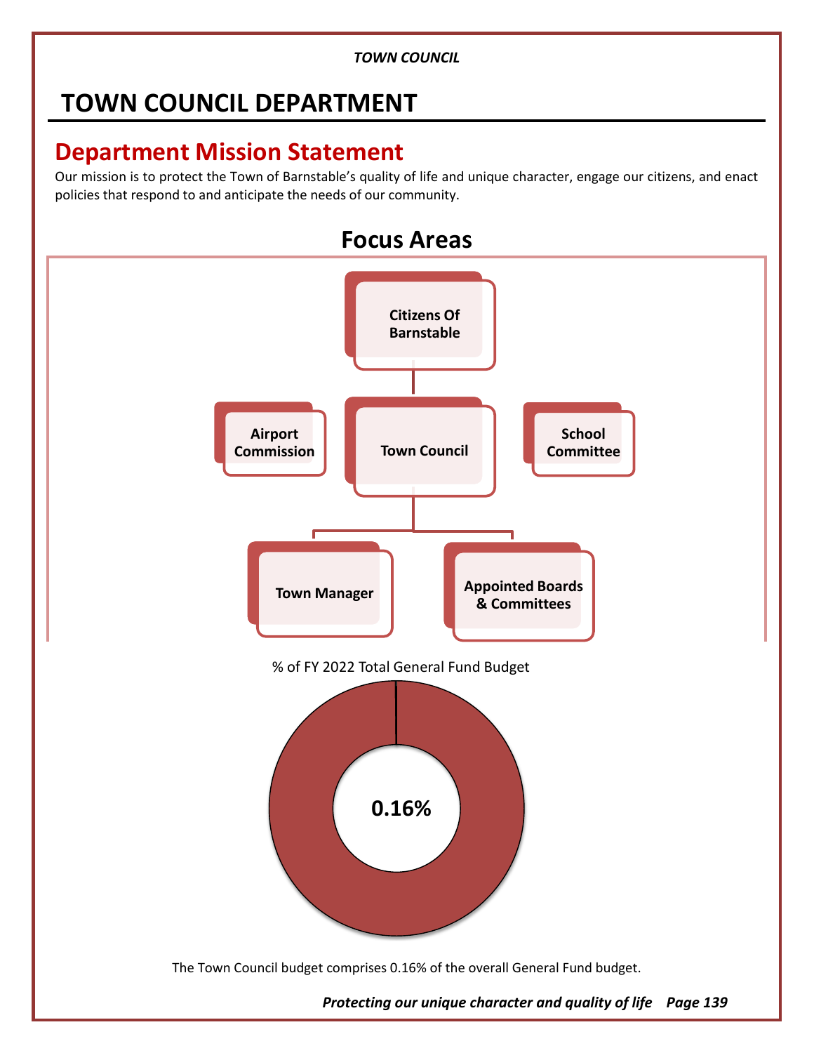# TOWN COUNCIL DEPARTMENT

## Department Mission Statement

Our mission is to protect the Town of Barnstable's quality of life and unique character, engage our citizens, and enact policies that respond to and anticipate the needs of our community.

## Focus Areas

- Citizens Of Barnstable
- Airport Commission
- Town Council
- School Committee
- Town Manager
- Appointed Boards & Committees

% of FY 2022 Total General Fund Budget

0.16%

The Town Council budget comprises 0.16% of the overall General Fund budget.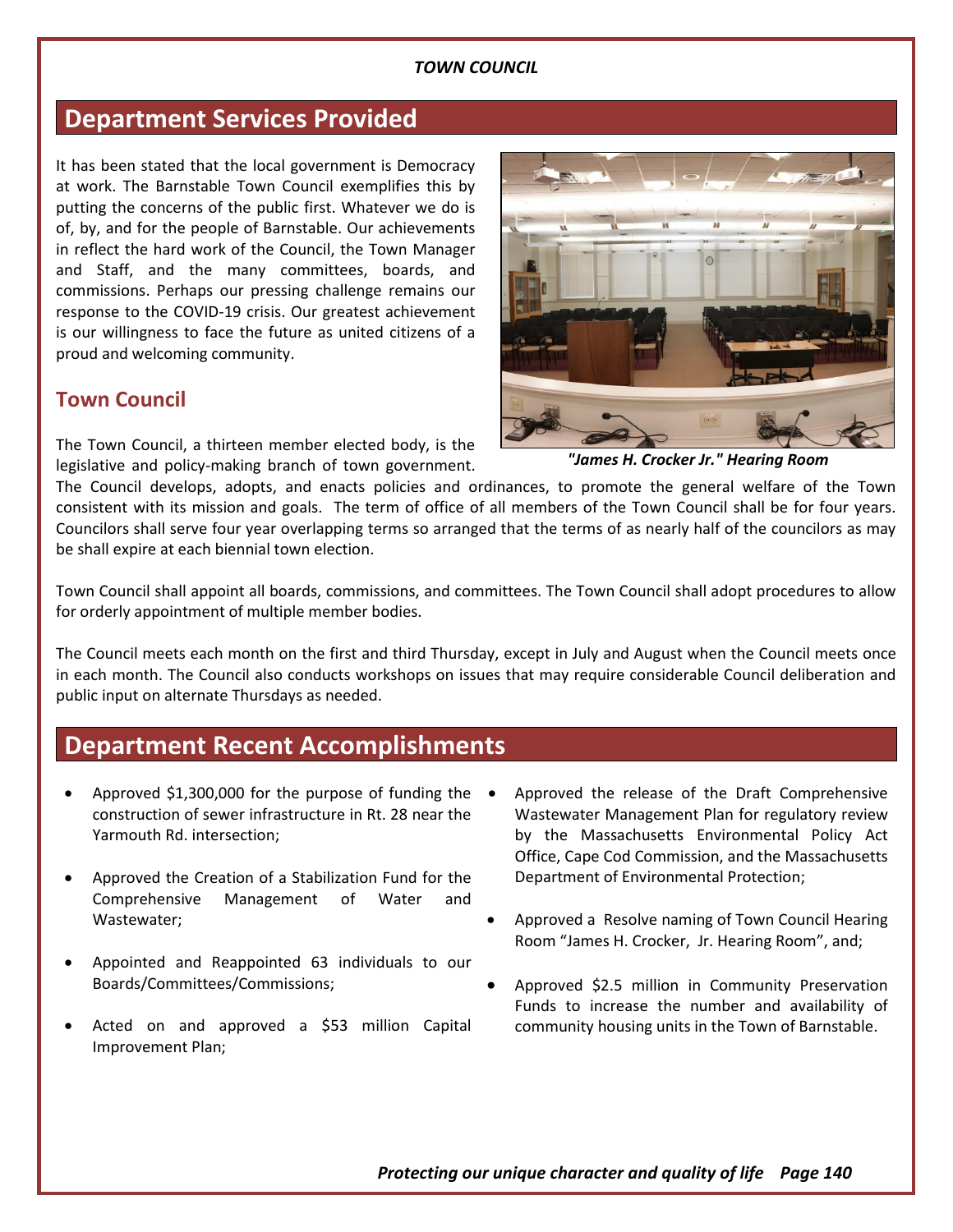## Department Services Provided

It has been stated that the local government is Democracy at work. The Barnstable Town Council exemplifies this by putting the concerns of the public first. Whatever we do is of, by, and for the people of Barnstable. Our achievements in reflect the hard work of the Council, the Town Manager and Staff, and the many committees, boards, and commissions. Perhaps our pressing challenge remains our response to the COVID-19 crisis. Our greatest achievement is our willingness to face the future as united citizens of a proud and welcoming community.

***"James H. Crocker Jr." Hearing Room***

### Town Council

The Town Council, a thirteen member elected body, is the legislative and policy-making branch of town government. The Council develops, adopts, and enacts policies and ordinances, to promote the general welfare of the Town consistent with its mission and goals. The term of office of all members of the Town Council shall be for four years. Councilors shall serve four year overlapping terms so arranged that the terms of as nearly half of the councilors as may be shall expire at each biennial town election.

Town Council shall appoint all boards, commissions, and committees. The Town Council shall adopt procedures to allow for orderly appointment of multiple member bodies.

The Council meets each month on the first and third Thursday, except in July and August when the Council meets once in each month. The Council also conducts workshops on issues that may require considerable Council deliberation and public input on alternate Thursdays as needed.

## Department Recent Accomplishments

- Approved $1,300,000 for the purpose of funding the construction of sewer infrastructure in Rt. 28 near the Yarmouth Rd. intersection;
- Approved the Creation of a Stabilization Fund for the Comprehensive Management of Water and Wastewater;
- Appointed and Reappointed 63 individuals to our Boards/Committees/Commissions;
- Acted on and approved a $53 million Capital Improvement Plan;
- Approved the release of the Draft Comprehensive Wastewater Management Plan for regulatory review by the Massachusetts Environmental Policy Act Office, Cape Cod Commission, and the Massachusetts Department of Environmental Protection;
- Approved a Resolve naming of Town Council Hearing Room "James H. Crocker, Jr. Hearing Room", and;
- Approved $2.5 million in Community Preservation Funds to increase the number and availability of community housing units in the Town of Barnstable.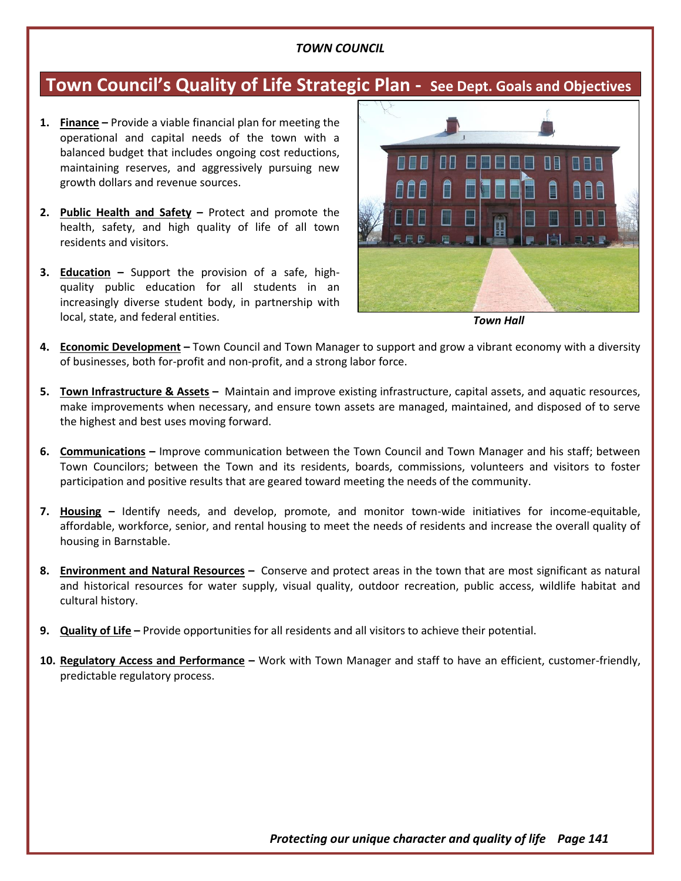# Town Council's Quality of Life Strategic Plan - See Dept. Goals and Objectives

1. **Finance** – Provide a viable financial plan for meeting the operational and capital needs of the town with a balanced budget that includes ongoing cost reductions, maintaining reserves, and aggressively pursuing new growth dollars and revenue sources.

2. **Public Health and Safety** – Protect and promote the health, safety, and high quality of life of all town residents and visitors.

3. **Education** – Support the provision of a safe, high-quality public education for all students in an increasingly diverse student body, in partnership with local, state, and federal entities.

*Town Hall*

4. **Economic Development** – Town Council and Town Manager to support and grow a vibrant economy with a diversity of businesses, both for-profit and non-profit, and a strong labor force.

5. **Town Infrastructure & Assets** – Maintain and improve existing infrastructure, capital assets, and aquatic resources, make improvements when necessary, and ensure town assets are managed, maintained, and disposed of to serve the highest and best uses moving forward.

6. **Communications** – Improve communication between the Town Council and Town Manager and his staff; between Town Councilors; between the Town and its residents, boards, commissions, volunteers and visitors to foster participation and positive results that are geared toward meeting the needs of the community.

7. **Housing** – Identify needs, and develop, promote, and monitor town-wide initiatives for income-equitable, affordable, workforce, senior, and rental housing to meet the needs of residents and increase the overall quality of housing in Barnstable.

8. **Environment and Natural Resources** – Conserve and protect areas in the town that are most significant as natural and historical resources for water supply, visual quality, outdoor recreation, public access, wildlife habitat and cultural history.

9. **Quality of Life** – Provide opportunities for all residents and all visitors to achieve their potential.

10. **Regulatory Access and Performance** – Work with Town Manager and staff to have an efficient, customer-friendly, predictable regulatory process.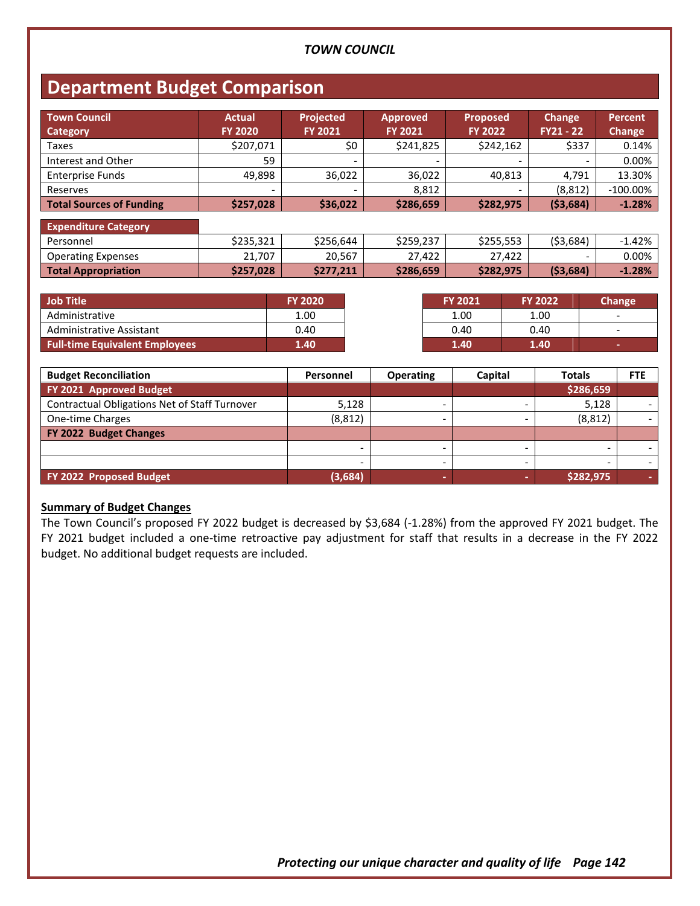## TOWN COUNCIL

# Department Budget Comparison

| Town Council Category | Actual FY 2020 | Projected FY 2021 | Approved FY 2021 | Proposed FY 2022 | Change FY21 - 22 | Percent Change |
|---|---|---|---|---|---|---|
| Taxes | $207,071 | $0 | $241,825 | $242,162 | $337 | 0.14% |
| Interest and Other | 59 | - | - | - | - | 0.00% |
| Enterprise Funds | 49,898 | 36,022 | 36,022 | 40,813 | 4,791 | 13.30% |
| Reserves | - | - | 8,812 | - | (8,812) | -100.00% |
| **Total Sources of Funding** | **$257,028** | **$36,022** | **$286,659** | **$282,975** | **($3,684)** | **-1.28%** |
| **Expenditure Category** | | | | | | |
| Personnel | $235,321 | $256,644 | $259,237 | $255,553 | ($3,684) | -1.42% |
| Operating Expenses | 21,707 | 20,567 | 27,422 | 27,422 | - | 0.00% |
| **Total Appropriation** | **$257,028** | **$277,211** | **$286,659** | **$282,975** | **($3,684)** | **-1.28%** |

| Job Title | FY 2020 | FY 2021 | FY 2022 | Change |
|---|---|---|---|---|
| Administrative | 1.00 | 1.00 | 1.00 | - |
| Administrative Assistant | 0.40 | 0.40 | 0.40 | - |
| **Full-time Equivalent Employees** | **1.40** | **1.40** | **1.40** | **-** |

| Budget Reconciliation | Personnel | Operating | Capital | Totals | FTE |
|---|---|---|---|---|---|
| **FY 2021 Approved Budget** | | | | **$286,659** | |
| Contractual Obligations Net of Staff Turnover | 5,128 | - | - | 5,128 | - |
| One-time Charges | (8,812) | - | - | (8,812) | - |
| **FY 2022 Budget Changes** | | | | | |
| | - | - | - | - | - |
| | - | - | - | - | - |
| **FY 2022 Proposed Budget** | **(3,684)** | **-** | **-** | **$282,975** | **-** |

**Summary of Budget Changes**

The Town Council's proposed FY 2022 budget is decreased by $3,684 (-1.28%) from the approved FY 2021 budget. The FY 2021 budget included a one-time retroactive pay adjustment for staff that results in a decrease in the FY 2022 budget. No additional budget requests are included.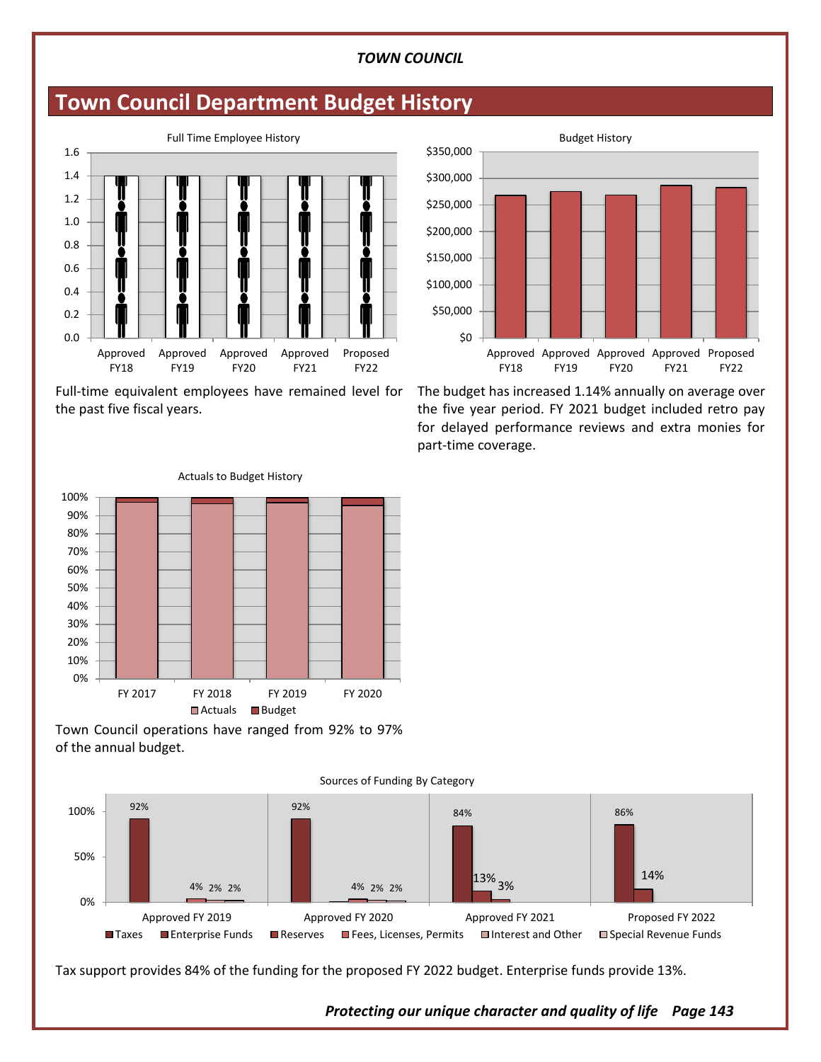# Town Council Department Budget History

Full Time Employee History

Full-time equivalent employees have remained level for the past five fiscal years.

Budget History

The budget has increased 1.14% annually on average over the five year period. FY 2021 budget included retro pay for delayed performance reviews and extra monies for part-time coverage.

Actuals to Budget History

Town Council operations have ranged from 92% to 97% of the annual budget.

Sources of Funding By Category

Tax support provides 84% of the funding for the proposed FY 2022 budget. Enterprise funds provide 13%.